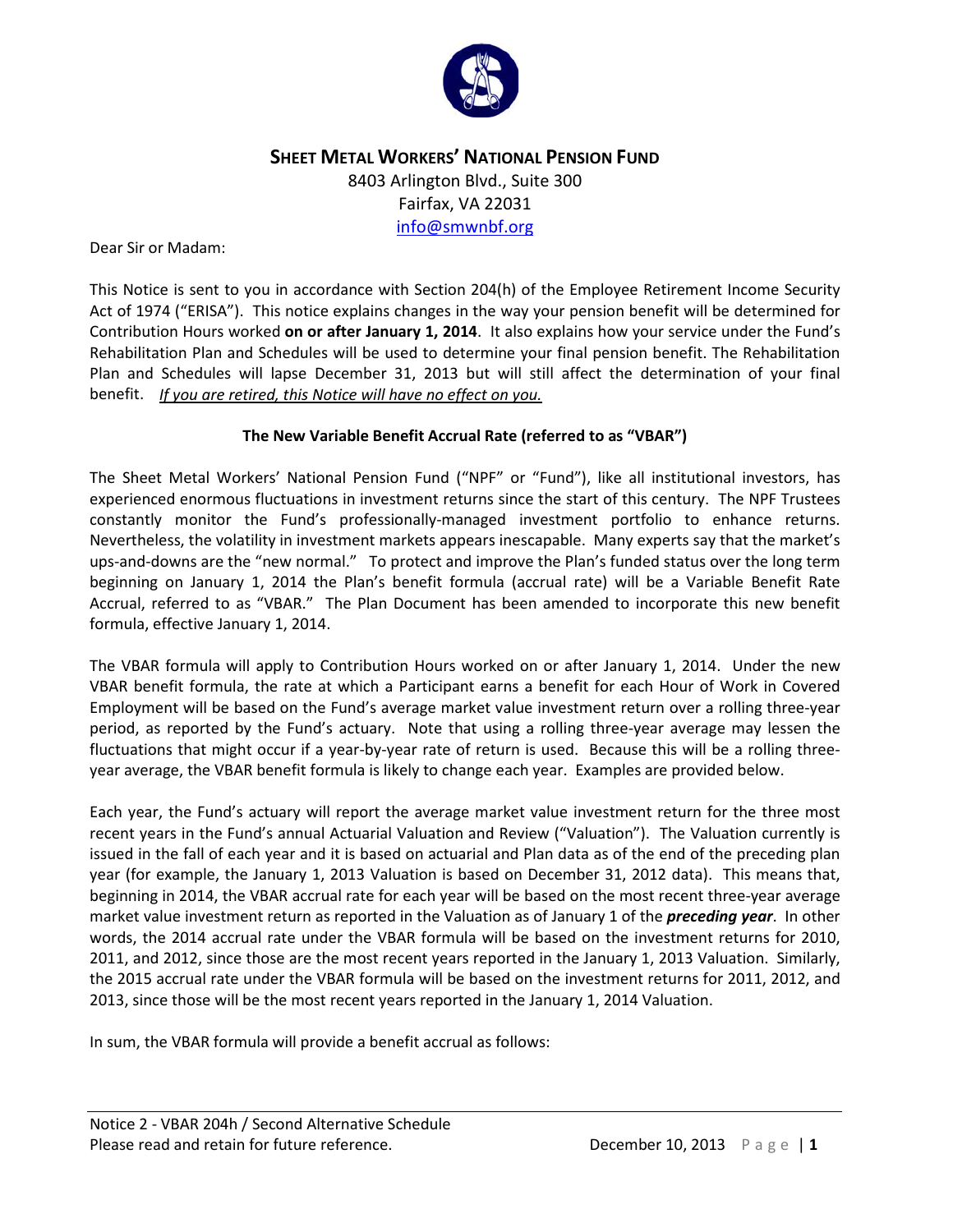# SHEET METAL WORKERS' NATIONAL PENSION FUND

8403 Arlington Blvd., Suite 300
Fairfax, VA 22031
info@smwnbf.org

Dear Sir or Madam:

This Notice is sent to you in accordance with Section 204(h) of the Employee Retirement Income Security Act of 1974 ("ERISA"). This notice explains changes in the way your pension benefit will be determined for Contribution Hours worked **on or after January 1, 2014**. It also explains how your service under the Fund's Rehabilitation Plan and Schedules will be used to determine your final pension benefit. The Rehabilitation Plan and Schedules will lapse December 31, 2013 but will still affect the determination of your final benefit. *If you are retired, this Notice will have no effect on you.*

**The New Variable Benefit Accrual Rate (referred to as "VBAR")**

The Sheet Metal Workers' National Pension Fund ("NPF" or "Fund"), like all institutional investors, has experienced enormous fluctuations in investment returns since the start of this century. The NPF Trustees constantly monitor the Fund's professionally-managed investment portfolio to enhance returns. Nevertheless, the volatility in investment markets appears inescapable. Many experts say that the market's ups-and-downs are the "new normal." To protect and improve the Plan's funded status over the long term beginning on January 1, 2014 the Plan's benefit formula (accrual rate) will be a Variable Benefit Rate Accrual, referred to as "VBAR." The Plan Document has been amended to incorporate this new benefit formula, effective January 1, 2014.

The VBAR formula will apply to Contribution Hours worked on or after January 1, 2014. Under the new VBAR benefit formula, the rate at which a Participant earns a benefit for each Hour of Work in Covered Employment will be based on the Fund's average market value investment return over a rolling three-year period, as reported by the Fund's actuary. Note that using a rolling three-year average may lessen the fluctuations that might occur if a year-by-year rate of return is used. Because this will be a rolling three-year average, the VBAR benefit formula is likely to change each year. Examples are provided below.

Each year, the Fund's actuary will report the average market value investment return for the three most recent years in the Fund's annual Actuarial Valuation and Review ("Valuation"). The Valuation currently is issued in the fall of each year and it is based on actuarial and Plan data as of the end of the preceding plan year (for example, the January 1, 2013 Valuation is based on December 31, 2012 data). This means that, beginning in 2014, the VBAR accrual rate for each year will be based on the most recent three-year average market value investment return as reported in the Valuation as of January 1 of the ***preceding year***. In other words, the 2014 accrual rate under the VBAR formula will be based on the investment returns for 2010, 2011, and 2012, since those are the most recent years reported in the January 1, 2013 Valuation. Similarly, the 2015 accrual rate under the VBAR formula will be based on the investment returns for 2011, 2012, and 2013, since those will be the most recent years reported in the January 1, 2014 Valuation.

In sum, the VBAR formula will provide a benefit accrual as follows: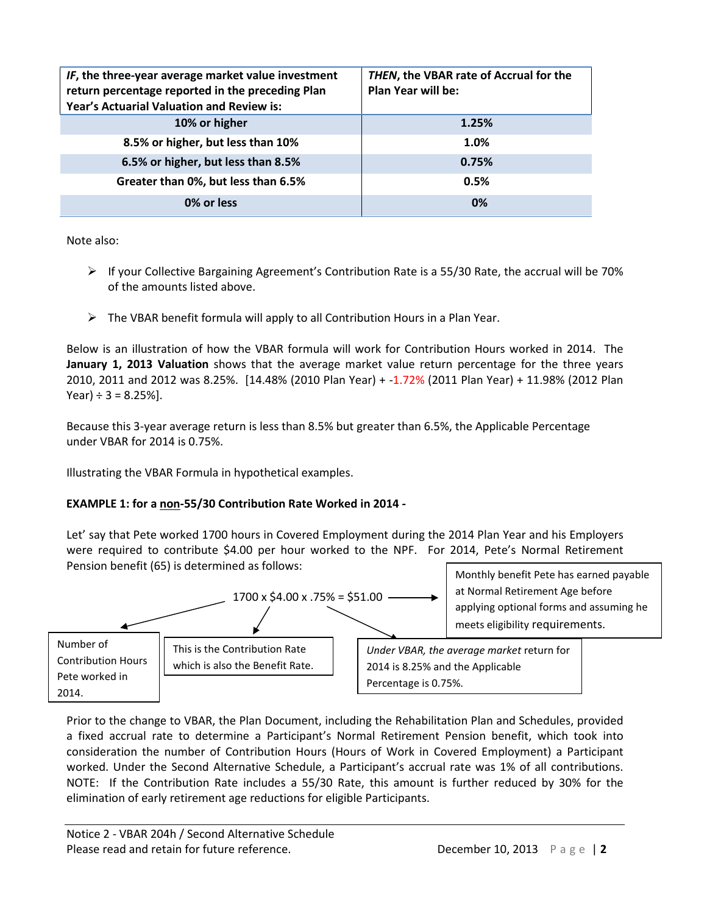| ***IF*, the three-year average market value investment return percentage reported in the preceding Plan Year's Actuarial Valuation and Review is:** | ***THEN*, the VBAR rate of Accrual for the Plan Year will be:** |
|---|---|
| **10% or higher** | **1.25%** |
| **8.5% or higher, but less than 10%** | **1.0%** |
| **6.5% or higher, but less than 8.5%** | **0.75%** |
| **Greater than 0%, but less than 6.5%** | **0.5%** |
| **0% or less** | **0%** |

Note also:

- If your Collective Bargaining Agreement's Contribution Rate is a 55/30 Rate, the accrual will be 70% of the amounts listed above.
- The VBAR benefit formula will apply to all Contribution Hours in a Plan Year.

Below is an illustration of how the VBAR formula will work for Contribution Hours worked in 2014. The **January 1, 2013 Valuation** shows that the average market value return percentage for the three years 2010, 2011 and 2012 was 8.25%. [14.48% (2010 Plan Year) + -1.72% (2011 Plan Year) + 11.98% (2012 Plan Year) ÷ 3 = 8.25%].

Because this 3-year average return is less than 8.5% but greater than 6.5%, the Applicable Percentage under VBAR for 2014 is 0.75%.

Illustrating the VBAR Formula in hypothetical examples.

**EXAMPLE 1: for a non-55/30 Contribution Rate Worked in 2014 -**

Let' say that Pete worked 1700 hours in Covered Employment during the 2014 Plan Year and his Employers were required to contribute $4.00 per hour worked to the NPF. For 2014, Pete's Normal Retirement Pension benefit (65) is determined as follows:

1700 x $4.00 x .75% = $51.00 → Monthly benefit Pete has earned payable at Normal Retirement Age before applying optional forms and assuming he meets eligibility requirements.

- 1700: Number of Contribution Hours Pete worked in 2014.
- $4.00: This is the Contribution Rate which is also the Benefit Rate.
- .75%: *Under VBAR, the average market* return for 2014 is 8.25% and the Applicable Percentage is 0.75%.

Prior to the change to VBAR, the Plan Document, including the Rehabilitation Plan and Schedules, provided a fixed accrual rate to determine a Participant's Normal Retirement Pension benefit, which took into consideration the number of Contribution Hours (Hours of Work in Covered Employment) a Participant worked. Under the Second Alternative Schedule, a Participant's accrual rate was 1% of all contributions. NOTE: If the Contribution Rate includes a 55/30 Rate, this amount is further reduced by 30% for the elimination of early retirement age reductions for eligible Participants.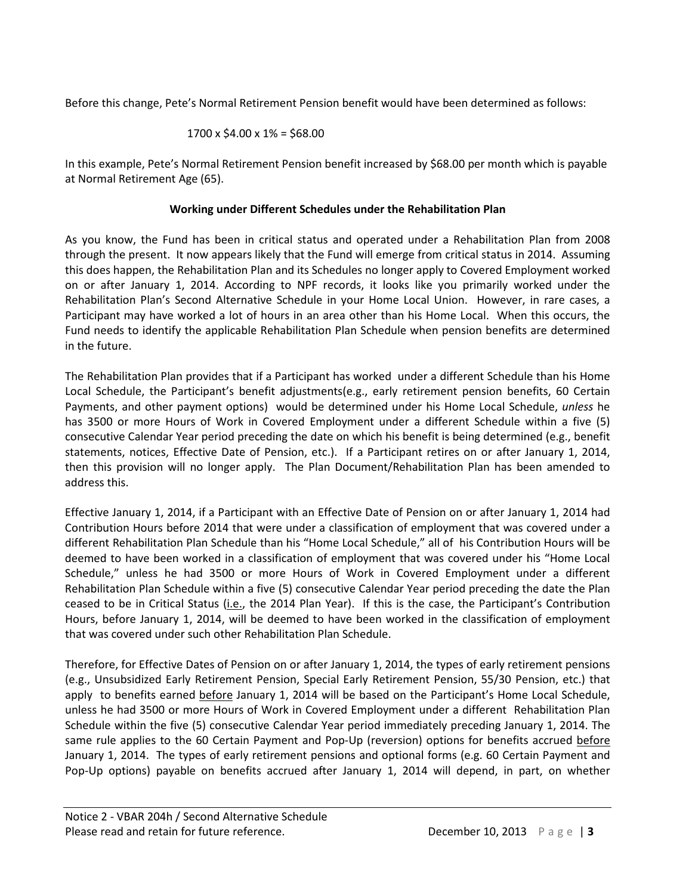Before this change, Pete's Normal Retirement Pension benefit would have been determined as follows:

$$1700 \times \$4.00 \times 1\% = \$68.00$$

In this example, Pete's Normal Retirement Pension benefit increased by $68.00 per month which is payable at Normal Retirement Age (65).

**Working under Different Schedules under the Rehabilitation Plan**

As you know, the Fund has been in critical status and operated under a Rehabilitation Plan from 2008 through the present. It now appears likely that the Fund will emerge from critical status in 2014. Assuming this does happen, the Rehabilitation Plan and its Schedules no longer apply to Covered Employment worked on or after January 1, 2014. According to NPF records, it looks like you primarily worked under the Rehabilitation Plan's Second Alternative Schedule in your Home Local Union. However, in rare cases, a Participant may have worked a lot of hours in an area other than his Home Local. When this occurs, the Fund needs to identify the applicable Rehabilitation Plan Schedule when pension benefits are determined in the future.

The Rehabilitation Plan provides that if a Participant has worked under a different Schedule than his Home Local Schedule, the Participant's benefit adjustments(e.g., early retirement pension benefits, 60 Certain Payments, and other payment options) would be determined under his Home Local Schedule, *unless* he has 3500 or more Hours of Work in Covered Employment under a different Schedule within a five (5) consecutive Calendar Year period preceding the date on which his benefit is being determined (e.g., benefit statements, notices, Effective Date of Pension, etc.). If a Participant retires on or after January 1, 2014, then this provision will no longer apply. The Plan Document/Rehabilitation Plan has been amended to address this.

Effective January 1, 2014, if a Participant with an Effective Date of Pension on or after January 1, 2014 had Contribution Hours before 2014 that were under a classification of employment that was covered under a different Rehabilitation Plan Schedule than his "Home Local Schedule," all of his Contribution Hours will be deemed to have been worked in a classification of employment that was covered under his "Home Local Schedule," unless he had 3500 or more Hours of Work in Covered Employment under a different Rehabilitation Plan Schedule within a five (5) consecutive Calendar Year period preceding the date the Plan ceased to be in Critical Status (i.e., the 2014 Plan Year). If this is the case, the Participant's Contribution Hours, before January 1, 2014, will be deemed to have been worked in the classification of employment that was covered under such other Rehabilitation Plan Schedule.

Therefore, for Effective Dates of Pension on or after January 1, 2014, the types of early retirement pensions (e.g., Unsubsidized Early Retirement Pension, Special Early Retirement Pension, 55/30 Pension, etc.) that apply to benefits earned before January 1, 2014 will be based on the Participant's Home Local Schedule, unless he had 3500 or more Hours of Work in Covered Employment under a different Rehabilitation Plan Schedule within the five (5) consecutive Calendar Year period immediately preceding January 1, 2014. The same rule applies to the 60 Certain Payment and Pop-Up (reversion) options for benefits accrued before January 1, 2014. The types of early retirement pensions and optional forms (e.g. 60 Certain Payment and Pop-Up options) payable on benefits accrued after January 1, 2014 will depend, in part, on whether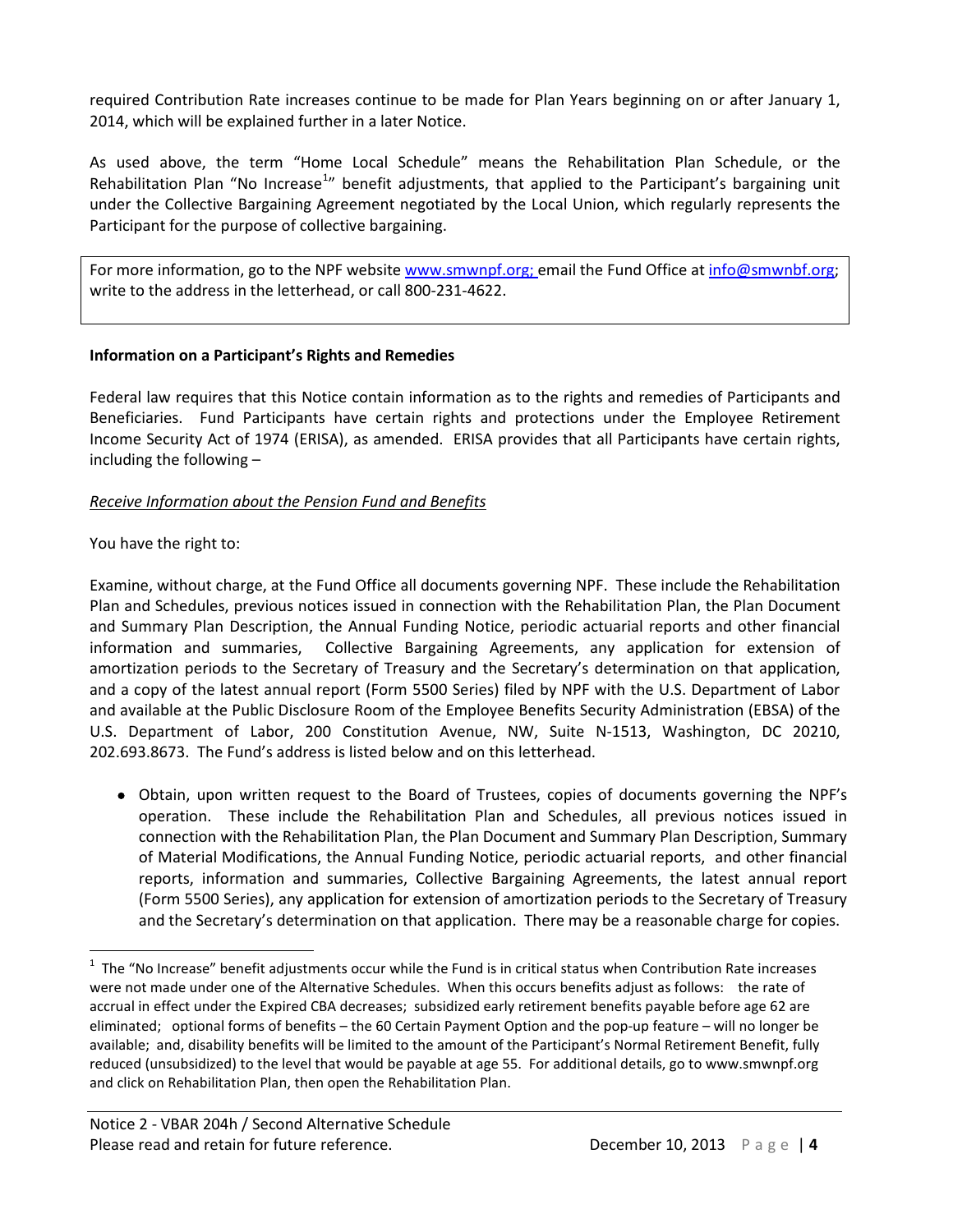required Contribution Rate increases continue to be made for Plan Years beginning on or after January 1, 2014, which will be explained further in a later Notice.

As used above, the term "Home Local Schedule" means the Rehabilitation Plan Schedule, or the Rehabilitation Plan "No Increase[1]" benefit adjustments, that applied to the Participant's bargaining unit under the Collective Bargaining Agreement negotiated by the Local Union, which regularly represents the Participant for the purpose of collective bargaining.

For more information, go to the NPF website www.smwnpf.org; email the Fund Office at info@smwnbf.org; write to the address in the letterhead, or call 800-231-4622.

**Information on a Participant's Rights and Remedies**

Federal law requires that this Notice contain information as to the rights and remedies of Participants and Beneficiaries. Fund Participants have certain rights and protections under the Employee Retirement Income Security Act of 1974 (ERISA), as amended. ERISA provides that all Participants have certain rights, including the following –

*Receive Information about the Pension Fund and Benefits*

You have the right to:

Examine, without charge, at the Fund Office all documents governing NPF. These include the Rehabilitation Plan and Schedules, previous notices issued in connection with the Rehabilitation Plan, the Plan Document and Summary Plan Description, the Annual Funding Notice, periodic actuarial reports and other financial information and summaries, Collective Bargaining Agreements, any application for extension of amortization periods to the Secretary of Treasury and the Secretary's determination on that application, and a copy of the latest annual report (Form 5500 Series) filed by NPF with the U.S. Department of Labor and available at the Public Disclosure Room of the Employee Benefits Security Administration (EBSA) of the U.S. Department of Labor, 200 Constitution Avenue, NW, Suite N-1513, Washington, DC 20210, 202.693.8673. The Fund's address is listed below and on this letterhead.

- Obtain, upon written request to the Board of Trustees, copies of documents governing the NPF's operation. These include the Rehabilitation Plan and Schedules, all previous notices issued in connection with the Rehabilitation Plan, the Plan Document and Summary Plan Description, Summary of Material Modifications, the Annual Funding Notice, periodic actuarial reports, and other financial reports, information and summaries, Collective Bargaining Agreements, the latest annual report (Form 5500 Series), any application for extension of amortization periods to the Secretary of Treasury and the Secretary's determination on that application. There may be a reasonable charge for copies.

[1] The "No Increase" benefit adjustments occur while the Fund is in critical status when Contribution Rate increases were not made under one of the Alternative Schedules. When this occurs benefits adjust as follows: the rate of accrual in effect under the Expired CBA decreases; subsidized early retirement benefits payable before age 62 are eliminated; optional forms of benefits – the 60 Certain Payment Option and the pop-up feature – will no longer be available; and, disability benefits will be limited to the amount of the Participant's Normal Retirement Benefit, fully reduced (unsubsidized) to the level that would be payable at age 55. For additional details, go to www.smwnpf.org and click on Rehabilitation Plan, then open the Rehabilitation Plan.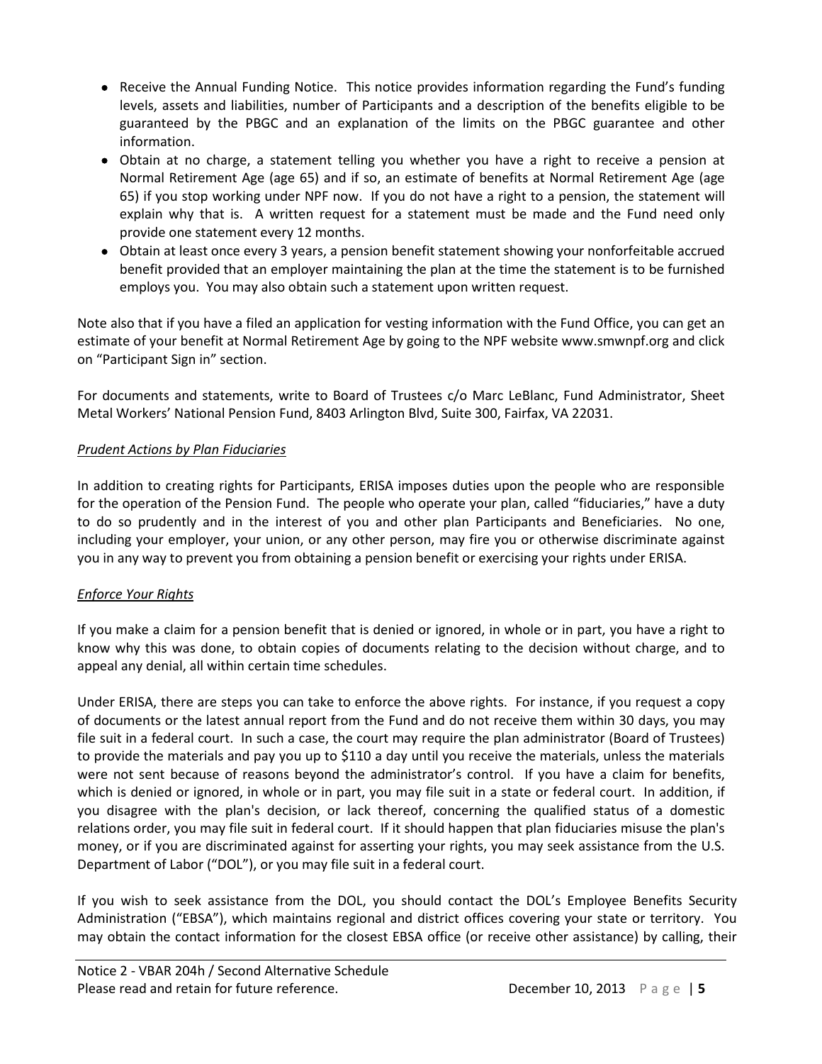- Receive the Annual Funding Notice. This notice provides information regarding the Fund's funding levels, assets and liabilities, number of Participants and a description of the benefits eligible to be guaranteed by the PBGC and an explanation of the limits on the PBGC guarantee and other information.
- Obtain at no charge, a statement telling you whether you have a right to receive a pension at Normal Retirement Age (age 65) and if so, an estimate of benefits at Normal Retirement Age (age 65) if you stop working under NPF now. If you do not have a right to a pension, the statement will explain why that is. A written request for a statement must be made and the Fund need only provide one statement every 12 months.
- Obtain at least once every 3 years, a pension benefit statement showing your nonforfeitable accrued benefit provided that an employer maintaining the plan at the time the statement is to be furnished employs you. You may also obtain such a statement upon written request.

Note also that if you have a filed an application for vesting information with the Fund Office, you can get an estimate of your benefit at Normal Retirement Age by going to the NPF website www.smwnpf.org and click on "Participant Sign in" section.

For documents and statements, write to Board of Trustees c/o Marc LeBlanc, Fund Administrator, Sheet Metal Workers' National Pension Fund, 8403 Arlington Blvd, Suite 300, Fairfax, VA 22031.

*Prudent Actions by Plan Fiduciaries*

In addition to creating rights for Participants, ERISA imposes duties upon the people who are responsible for the operation of the Pension Fund. The people who operate your plan, called "fiduciaries," have a duty to do so prudently and in the interest of you and other plan Participants and Beneficiaries. No one, including your employer, your union, or any other person, may fire you or otherwise discriminate against you in any way to prevent you from obtaining a pension benefit or exercising your rights under ERISA.

*Enforce Your Rights*

If you make a claim for a pension benefit that is denied or ignored, in whole or in part, you have a right to know why this was done, to obtain copies of documents relating to the decision without charge, and to appeal any denial, all within certain time schedules.

Under ERISA, there are steps you can take to enforce the above rights. For instance, if you request a copy of documents or the latest annual report from the Fund and do not receive them within 30 days, you may file suit in a federal court. In such a case, the court may require the plan administrator (Board of Trustees) to provide the materials and pay you up to $110 a day until you receive the materials, unless the materials were not sent because of reasons beyond the administrator's control. If you have a claim for benefits, which is denied or ignored, in whole or in part, you may file suit in a state or federal court. In addition, if you disagree with the plan's decision, or lack thereof, concerning the qualified status of a domestic relations order, you may file suit in federal court. If it should happen that plan fiduciaries misuse the plan's money, or if you are discriminated against for asserting your rights, you may seek assistance from the U.S. Department of Labor ("DOL"), or you may file suit in a federal court.

If you wish to seek assistance from the DOL, you should contact the DOL's Employee Benefits Security Administration ("EBSA"), which maintains regional and district offices covering your state or territory. You may obtain the contact information for the closest EBSA office (or receive other assistance) by calling, their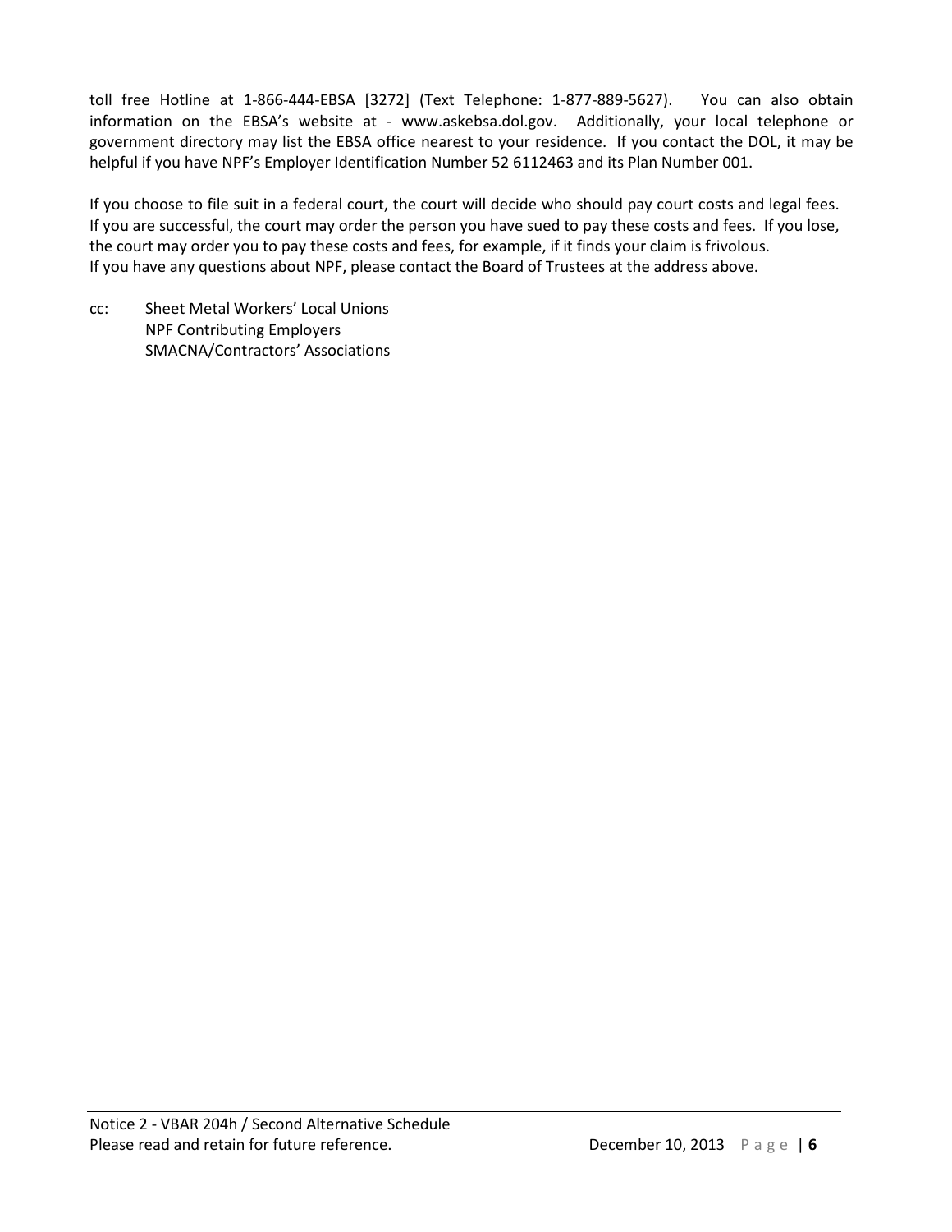toll free Hotline at 1-866-444-EBSA [3272] (Text Telephone: 1-877-889-5627). You can also obtain information on the EBSA's website at - www.askebsa.dol.gov. Additionally, your local telephone or government directory may list the EBSA office nearest to your residence. If you contact the DOL, it may be helpful if you have NPF's Employer Identification Number 52 6112463 and its Plan Number 001.

If you choose to file suit in a federal court, the court will decide who should pay court costs and legal fees. If you are successful, the court may order the person you have sued to pay these costs and fees. If you lose, the court may order you to pay these costs and fees, for example, if it finds your claim is frivolous.
If you have any questions about NPF, please contact the Board of Trustees at the address above.

cc: Sheet Metal Workers' Local Unions
NPF Contributing Employers
SMACNA/Contractors' Associations